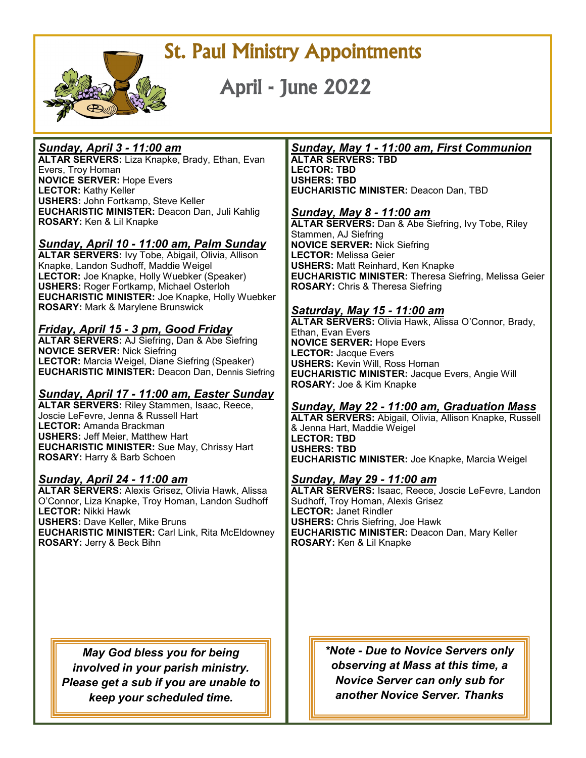# St. Paul Ministry Appointments

# April - June 2022

### *Sunday, April 3 - 11:00 am*

**ALTAR SERVERS:** Liza Knapke, Brady, Ethan, Evan Evers, Troy Homan
**NOVICE SERVER:** Hope Evers
**LECTOR:** Kathy Keller
**USHERS:** John Fortkamp, Steve Keller
**EUCHARISTIC MINISTER:** Deacon Dan, Juli Kahlig
**ROSARY:** Ken & Lil Knapke

### *Sunday, April 10 - 11:00 am, Palm Sunday*

**ALTAR SERVERS:** Ivy Tobe, Abigail, Olivia, Allison Knapke, Landon Sudhoff, Maddie Weigel
**LECTOR:** Joe Knapke, Holly Wuebker (Speaker)
**USHERS:** Roger Fortkamp, Michael Osterloh
**EUCHARISTIC MINISTER:** Joe Knapke, Holly Wuebker
**ROSARY:** Mark & Marylene Brunswick

### *Friday, April 15 - 3 pm, Good Friday*

**ALTAR SERVERS:** AJ Siefring, Dan & Abe Siefring
**NOVICE SERVER:** Nick Siefring
**LECTOR:** Marcia Weigel, Diane Siefring (Speaker)
**EUCHARISTIC MINISTER:** Deacon Dan, Dennis Siefring

### *Sunday, April 17 - 11:00 am, Easter Sunday*

**ALTAR SERVERS:** Riley Stammen, Isaac, Reece, Joscie LeFevre, Jenna & Russell Hart
**LECTOR:** Amanda Brackman
**USHERS:** Jeff Meier, Matthew Hart
**EUCHARISTIC MINISTER:** Sue May, Chrissy Hart
**ROSARY:** Harry & Barb Schoen

### *Sunday, April 24 - 11:00 am*

**ALTAR SERVERS:** Alexis Grisez, Olivia Hawk, Alissa O'Connor, Liza Knapke, Troy Homan, Landon Sudhoff
**LECTOR:** Nikki Hawk
**USHERS:** Dave Keller, Mike Bruns
**EUCHARISTIC MINISTER:** Carl Link, Rita McEldowney
**ROSARY:** Jerry & Beck Bihn

*May God bless you for being involved in your parish ministry. Please get a sub if you are unable to keep your scheduled time.*

### *Sunday, May 1 - 11:00 am, First Communion*

**ALTAR SERVERS: TBD**
**LECTOR: TBD**
**USHERS: TBD**
**EUCHARISTIC MINISTER:** Deacon Dan, TBD

### *Sunday, May 8 - 11:00 am*

**ALTAR SERVERS:** Dan & Abe Siefring, Ivy Tobe, Riley Stammen, AJ Siefring
**NOVICE SERVER:** Nick Siefring
**LECTOR:** Melissa Geier
**USHERS:** Matt Reinhard, Ken Knapke
**EUCHARISTIC MINISTER:** Theresa Siefring, Melissa Geier
**ROSARY:** Chris & Theresa Siefring

### *Saturday, May 15 - 11:00 am*

**ALTAR SERVERS:** Olivia Hawk, Alissa O'Connor, Brady, Ethan, Evan Evers
**NOVICE SERVER:** Hope Evers
**LECTOR:** Jacque Evers
**USHERS:** Kevin Will, Ross Homan
**EUCHARISTIC MINISTER:** Jacque Evers, Angie Will
**ROSARY:** Joe & Kim Knapke

### *Sunday, May 22 - 11:00 am, Graduation Mass*

**ALTAR SERVERS:** Abigail, Olivia, Allison Knapke, Russell & Jenna Hart, Maddie Weigel
**LECTOR: TBD**
**USHERS: TBD**
**EUCHARISTIC MINISTER:** Joe Knapke, Marcia Weigel

### *Sunday, May 29 - 11:00 am*

**ALTAR SERVERS:** Isaac, Reece, Joscie LeFevre, Landon Sudhoff, Troy Homan, Alexis Grisez
**LECTOR:** Janet Rindler
**USHERS:** Chris Siefring, Joe Hawk
**EUCHARISTIC MINISTER:** Deacon Dan, Mary Keller
**ROSARY:** Ken & Lil Knapke

***Note - Due to Novice Servers only observing at Mass at this time, a Novice Server can only sub for another Novice Server. Thanks***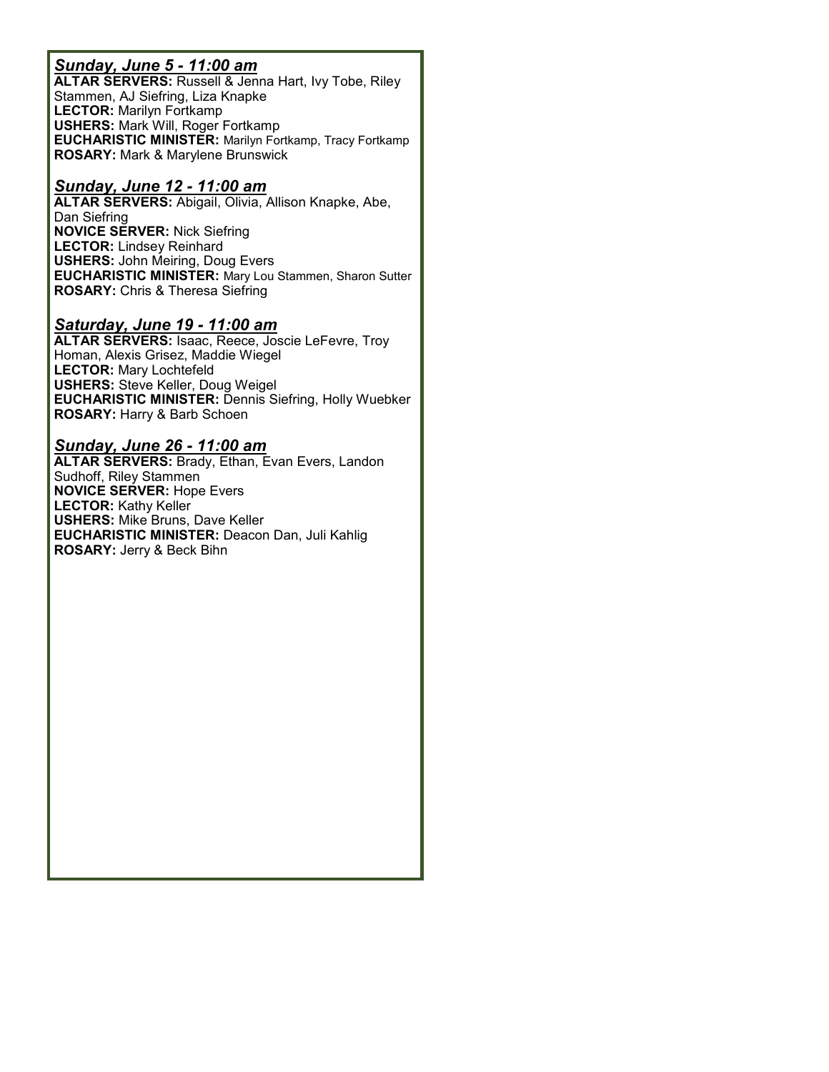***Sunday, June 5 - 11:00 am***

**ALTAR SERVERS:** Russell & Jenna Hart, Ivy Tobe, Riley Stammen, AJ Siefring, Liza Knapke
**LECTOR:** Marilyn Fortkamp
**USHERS:** Mark Will, Roger Fortkamp
**EUCHARISTIC MINISTER:** Marilyn Fortkamp, Tracy Fortkamp
**ROSARY:** Mark & Marylene Brunswick

***Sunday, June 12 - 11:00 am***

**ALTAR SERVERS:** Abigail, Olivia, Allison Knapke, Abe, Dan Siefring
**NOVICE SERVER:** Nick Siefring
**LECTOR:** Lindsey Reinhard
**USHERS:** John Meiring, Doug Evers
**EUCHARISTIC MINISTER:** Mary Lou Stammen, Sharon Sutter
**ROSARY:** Chris & Theresa Siefring

***Saturday, June 19 - 11:00 am***

**ALTAR SERVERS:** Isaac, Reece, Joscie LeFevre, Troy Homan, Alexis Grisez, Maddie Wiegel
**LECTOR:** Mary Lochtefeld
**USHERS:** Steve Keller, Doug Weigel
**EUCHARISTIC MINISTER:** Dennis Siefring, Holly Wuebker
**ROSARY:** Harry & Barb Schoen

***Sunday, June 26 - 11:00 am***

**ALTAR SERVERS:** Brady, Ethan, Evan Evers, Landon Sudhoff, Riley Stammen
**NOVICE SERVER:** Hope Evers
**LECTOR:** Kathy Keller
**USHERS:** Mike Bruns, Dave Keller
**EUCHARISTIC MINISTER:** Deacon Dan, Juli Kahlig
**ROSARY:** Jerry & Beck Bihn